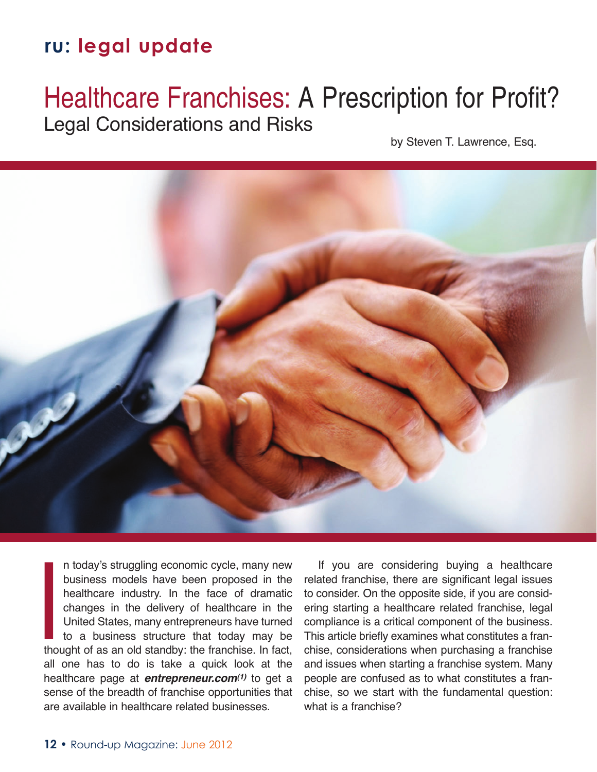ru: legal update

# Healthcare Franchises: A Prescription for Profit?

## Legal Considerations and Risks

by Steven T. Lawrence, Esq.

In today's struggling economic cycle, many new business models have been proposed in the healthcare industry. In the face of dramatic changes in the delivery of healthcare in the United States, many entrepreneurs have turned to a business structure that today may be thought of as an old standby: the franchise. In fact, all one has to do is take a quick look at the healthcare page at ***entrepreneur.com***[1] to get a sense of the breadth of franchise opportunities that are available in healthcare related businesses.

If you are considering buying a healthcare related franchise, there are significant legal issues to consider. On the opposite side, if you are considering starting a healthcare related franchise, legal compliance is a critical component of the business. This article briefly examines what constitutes a franchise, considerations when purchasing a franchise and issues when starting a franchise system. Many people are confused as to what constitutes a franchise, so we start with the fundamental question: what is a franchise?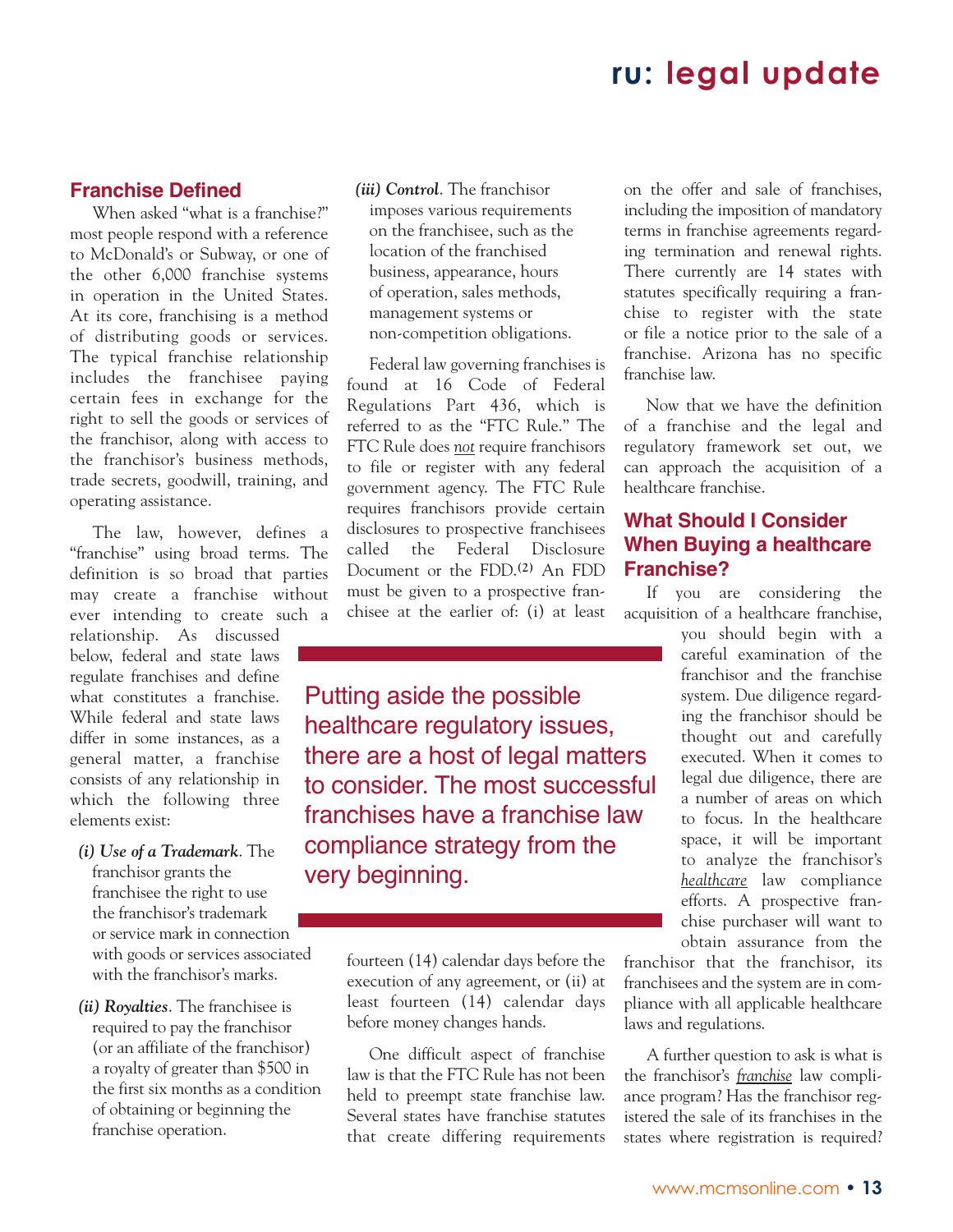## Franchise Defined

When asked "what is a franchise?" most people respond with a reference to McDonald's or Subway, or one of the other 6,000 franchise systems in operation in the United States. At its core, franchising is a method of distributing goods or services. The typical franchise relationship includes the franchisee paying certain fees in exchange for the right to sell the goods or services of the franchisor, along with access to the franchisor's business methods, trade secrets, goodwill, training, and operating assistance.

The law, however, defines a "franchise" using broad terms. The definition is so broad that parties may create a franchise without ever intending to create such a relationship. As discussed below, federal and state laws regulate franchises and define what constitutes a franchise. While federal and state laws differ in some instances, as a general matter, a franchise consists of any relationship in which the following three elements exist:

- ***(i) Use of a Trademark***. The franchisor grants the franchisee the right to use the franchisor's trademark or service mark in connection with goods or services associated with the franchisor's marks.
- ***(ii) Royalties***. The franchisee is required to pay the franchisor (or an affiliate of the franchisor) a royalty of greater than $500 in the first six months as a condition of obtaining or beginning the franchise operation.
- ***(iii) Control***. The franchisor imposes various requirements on the franchisee, such as the location of the franchised business, appearance, hours of operation, sales methods, management systems or non-competition obligations.

Federal law governing franchises is found at 16 Code of Federal Regulations Part 436, which is referred to as the "FTC Rule." The FTC Rule does *not* require franchisors to file or register with any federal government agency. The FTC Rule requires franchisors provide certain disclosures to prospective franchisees called the Federal Disclosure Document or the FDD.[2] An FDD must be given to a prospective franchisee at the earlier of: (i) at least fourteen (14) calendar days before the execution of any agreement, or (ii) at least fourteen (14) calendar days before money changes hands.

> Putting aside the possible healthcare regulatory issues, there are a host of legal matters to consider. The most successful franchises have a franchise law compliance strategy from the very beginning.

One difficult aspect of franchise law is that the FTC Rule has not been held to preempt state franchise law. Several states have franchise statutes that create differing requirements on the offer and sale of franchises, including the imposition of mandatory terms in franchise agreements regarding termination and renewal rights. There currently are 14 states with statutes specifically requiring a franchise to register with the state or file a notice prior to the sale of a franchise. Arizona has no specific franchise law.

Now that we have the definition of a franchise and the legal and regulatory framework set out, we can approach the acquisition of a healthcare franchise.

## What Should I Consider When Buying a healthcare Franchise?

If you are considering the acquisition of a healthcare franchise, you should begin with a careful examination of the franchisor and the franchise system. Due diligence regarding the franchisor should be thought out and carefully executed. When it comes to legal due diligence, there are a number of areas on which to focus. In the healthcare space, it will be important to analyze the franchisor's *healthcare* law compliance efforts. A prospective franchise purchaser will want to obtain assurance from the franchisor that the franchisor, its franchisees and the system are in compliance with all applicable healthcare laws and regulations.

A further question to ask is what is the franchisor's *franchise* law compliance program? Has the franchisor registered the sale of its franchises in the states where registration is required?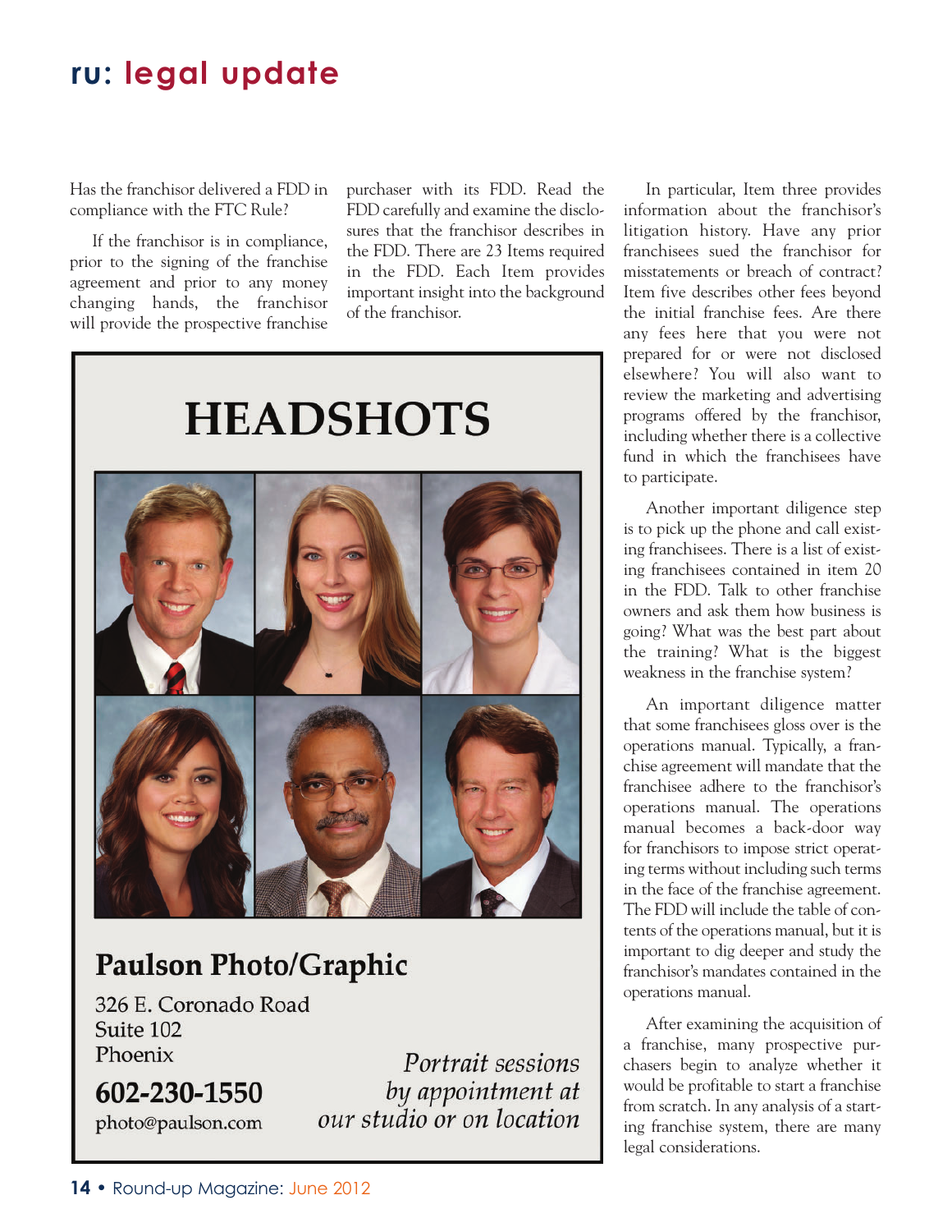Has the franchisor delivered a FDD in compliance with the FTC Rule?

If the franchisor is in compliance, prior to the signing of the franchise agreement and prior to any money changing hands, the franchisor will provide the prospective franchise purchaser with its FDD. Read the FDD carefully and examine the disclosures that the franchisor describes in the FDD. There are 23 Items required in the FDD. Each Item provides important insight into the background of the franchisor.

HEADSHOTS

Paulson Photo/Graphic

326 E. Coronado Road
Suite 102
Phoenix

602-230-1550
photo@paulson.com

*Portrait sessions by appointment at our studio or on location*

In particular, Item three provides information about the franchisor's litigation history. Have any prior franchisees sued the franchisor for misstatements or breach of contract? Item five describes other fees beyond the initial franchise fees. Are there any fees here that you were not prepared for or were not disclosed elsewhere? You will also want to review the marketing and advertising programs offered by the franchisor, including whether there is a collective fund in which the franchisees have to participate.

Another important diligence step is to pick up the phone and call existing franchisees. There is a list of existing franchisees contained in item 20 in the FDD. Talk to other franchise owners and ask them how business is going? What was the best part about the training? What is the biggest weakness in the franchise system?

An important diligence matter that some franchisees gloss over is the operations manual. Typically, a franchise agreement will mandate that the franchisee adhere to the franchisor's operations manual. The operations manual becomes a back-door way for franchisors to impose strict operating terms without including such terms in the face of the franchise agreement. The FDD will include the table of contents of the operations manual, but it is important to dig deeper and study the franchisor's mandates contained in the operations manual.

After examining the acquisition of a franchise, many prospective purchasers begin to analyze whether it would be profitable to start a franchise from scratch. In any analysis of a starting franchise system, there are many legal considerations.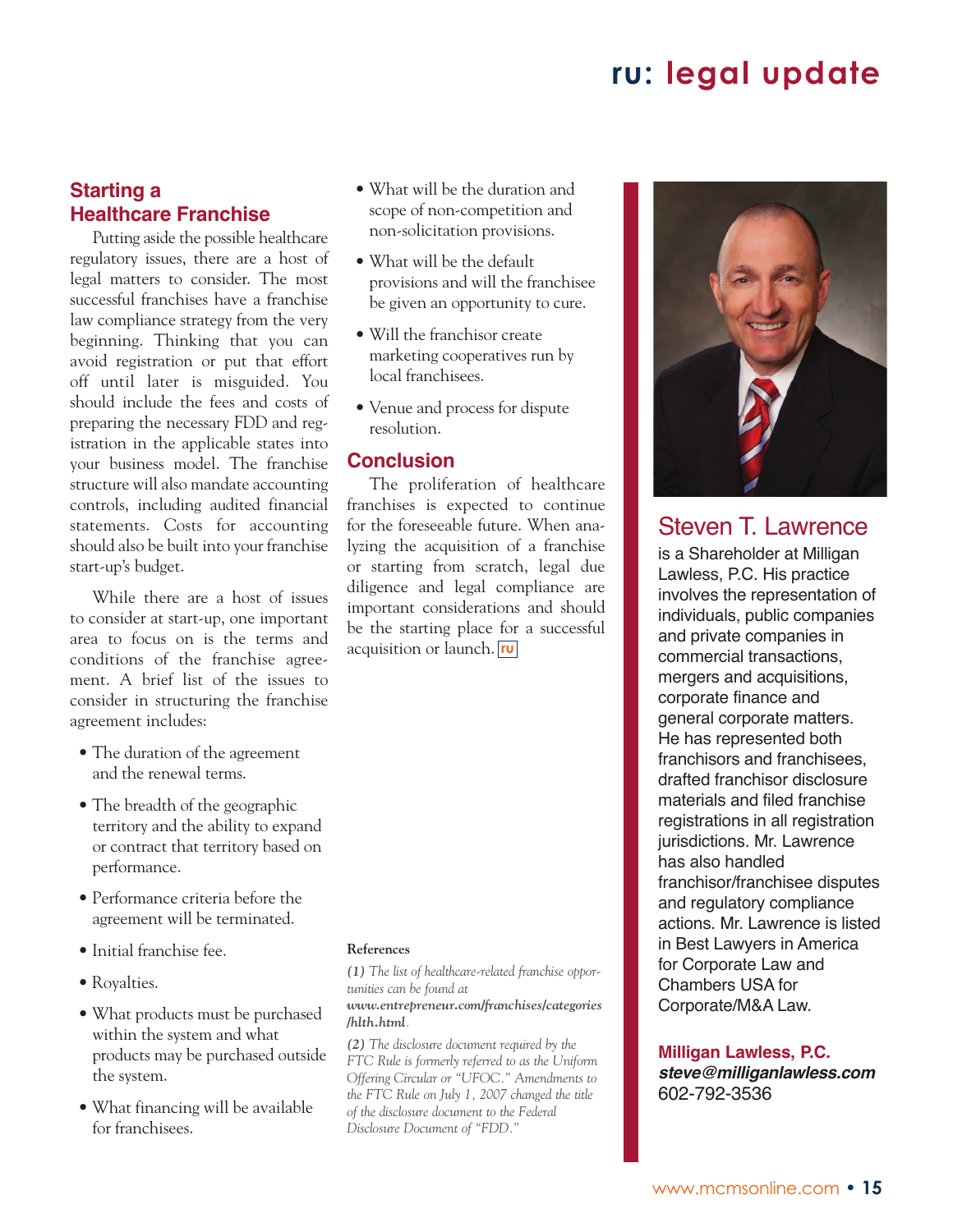## Starting a Healthcare Franchise

Putting aside the possible healthcare regulatory issues, there are a host of legal matters to consider. The most successful franchises have a franchise law compliance strategy from the very beginning. Thinking that you can avoid registration or put that effort off until later is misguided. You should include the fees and costs of preparing the necessary FDD and registration in the applicable states into your business model. The franchise structure will also mandate accounting controls, including audited financial statements. Costs for accounting should also be built into your franchise start-up's budget.

While there are a host of issues to consider at start-up, one important area to focus on is the terms and conditions of the franchise agreement. A brief list of the issues to consider in structuring the franchise agreement includes:

- The duration of the agreement and the renewal terms.
- The breadth of the geographic territory and the ability to expand or contract that territory based on performance.
- Performance criteria before the agreement will be terminated.
- Initial franchise fee.
- Royalties.
- What products must be purchased within the system and what products may be purchased outside the system.
- What financing will be available for franchisees.
- What will be the duration and scope of non-competition and non-solicitation provisions.
- What will be the default provisions and will the franchisee be given an opportunity to cure.
- Will the franchisor create marketing cooperatives run by local franchisees.
- Venue and process for dispute resolution.

## Conclusion

The proliferation of healthcare franchises is expected to continue for the foreseeable future. When analyzing the acquisition of a franchise or starting from scratch, legal due diligence and legal compliance are important considerations and should be the starting place for a successful acquisition or launch. ru

**References**

*(1) The list of healthcare-related franchise opportunities can be found at* ***www.entrepreneur.com/franchises/categories/hlth.html****.*

*(2) The disclosure document required by the FTC Rule is formerly referred to as the Uniform Offering Circular or "UFOC." Amendments to the FTC Rule on July 1, 2007 changed the title of the disclosure document to the Federal Disclosure Document of "FDD."*

## Steven T. Lawrence

is a Shareholder at Milligan Lawless, P.C. His practice involves the representation of individuals, public companies and private companies in commercial transactions, mergers and acquisitions, corporate finance and general corporate matters. He has represented both franchisors and franchisees, drafted franchisor disclosure materials and filed franchise registrations in all registration jurisdictions. Mr. Lawrence has also handled franchisor/franchisee disputes and regulatory compliance actions. Mr. Lawrence is listed in Best Lawyers in America for Corporate Law and Chambers USA for Corporate/M&A Law.

**Milligan Lawless, P.C.**
***steve@milliganlawless.com***
602-792-3536